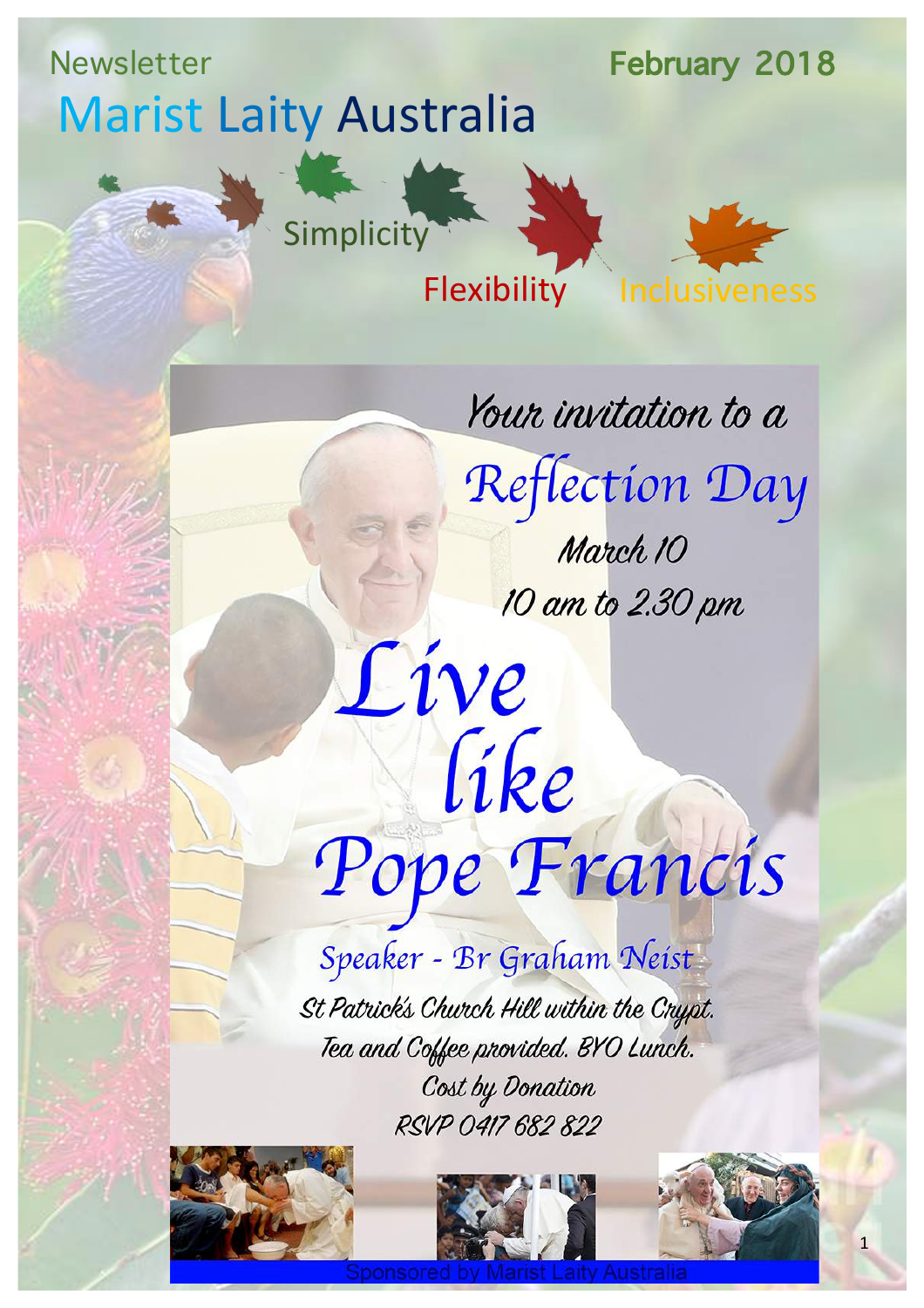Newsletter

February 2018

# Marist Laity Australia

Simplicity

Flexibility

Inclusiveness

*Your invitation to a*

## Reflection Day

*March 10*

*10 am to 2.30 pm*

# Live like Pope Francis

Speaker - Br Graham Neist

*St Patrick's Church Hill within the Crypt.*

*Tea and Coffee provided. BYO Lunch.*

*Cost by Donation*

*RSVP 0417 682 822*

Sponsored by Marist Laity Australia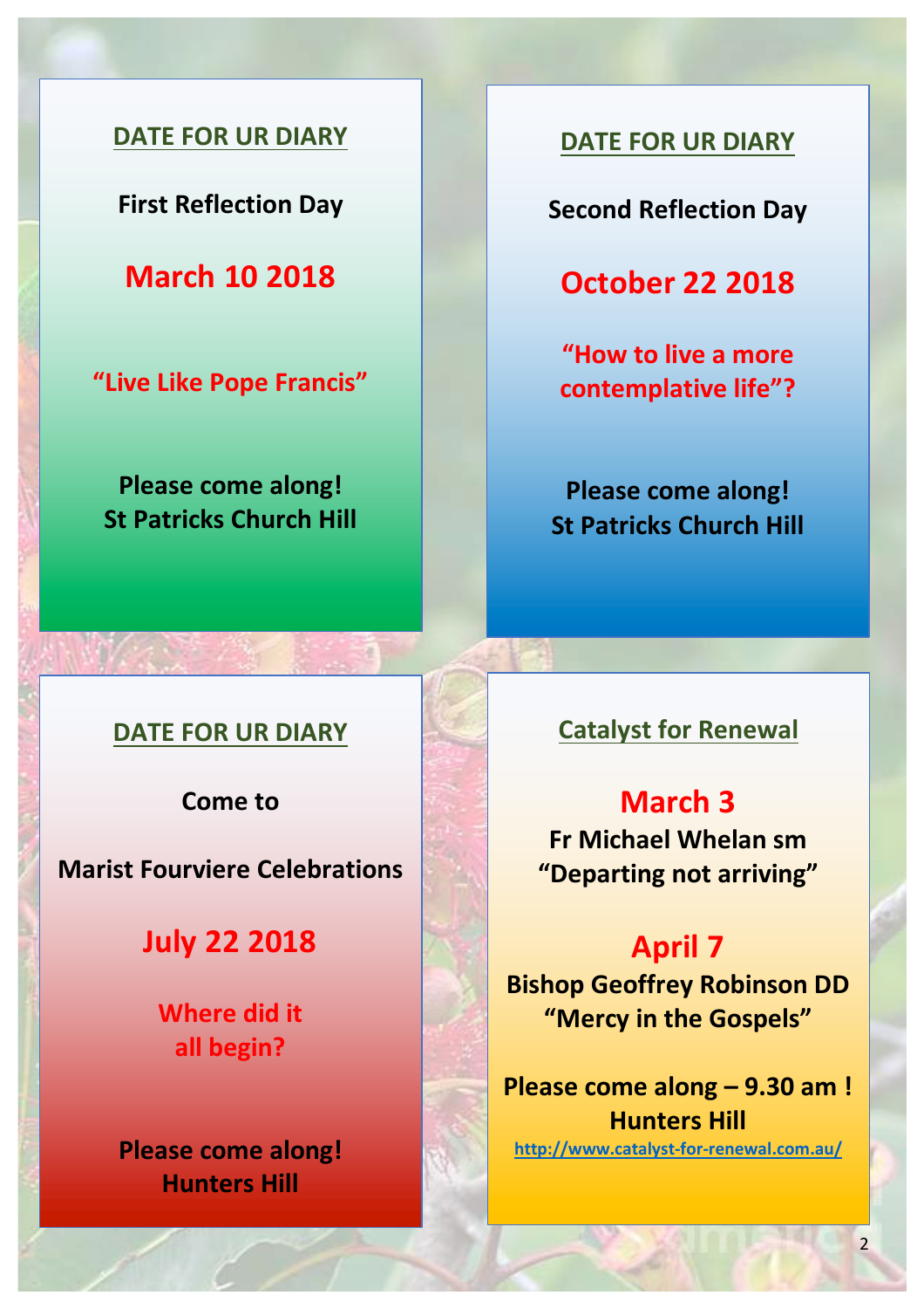## DATE FOR UR DIARY

**First Reflection Day**

**March 10 2018**

**"Live Like Pope Francis"**

**Please come along!**
**St Patricks Church Hill**

## DATE FOR UR DIARY

**Second Reflection Day**

**October 22 2018**

**"How to live a more contemplative life"?**

**Please come along!**
**St Patricks Church Hill**

## DATE FOR UR DIARY

**Come to**

**Marist Fourviere Celebrations**

**July 22 2018**

**Where did it all begin?**

**Please come along!**
**Hunters Hill**

## Catalyst for Renewal

**March 3**
**Fr Michael Whelan sm**
**"Departing not arriving"**

**April 7**
**Bishop Geoffrey Robinson DD**
**"Mercy in the Gospels"**

**Please come along – 9.30 am !**
**Hunters Hill**
http://www.catalyst-for-renewal.com.au/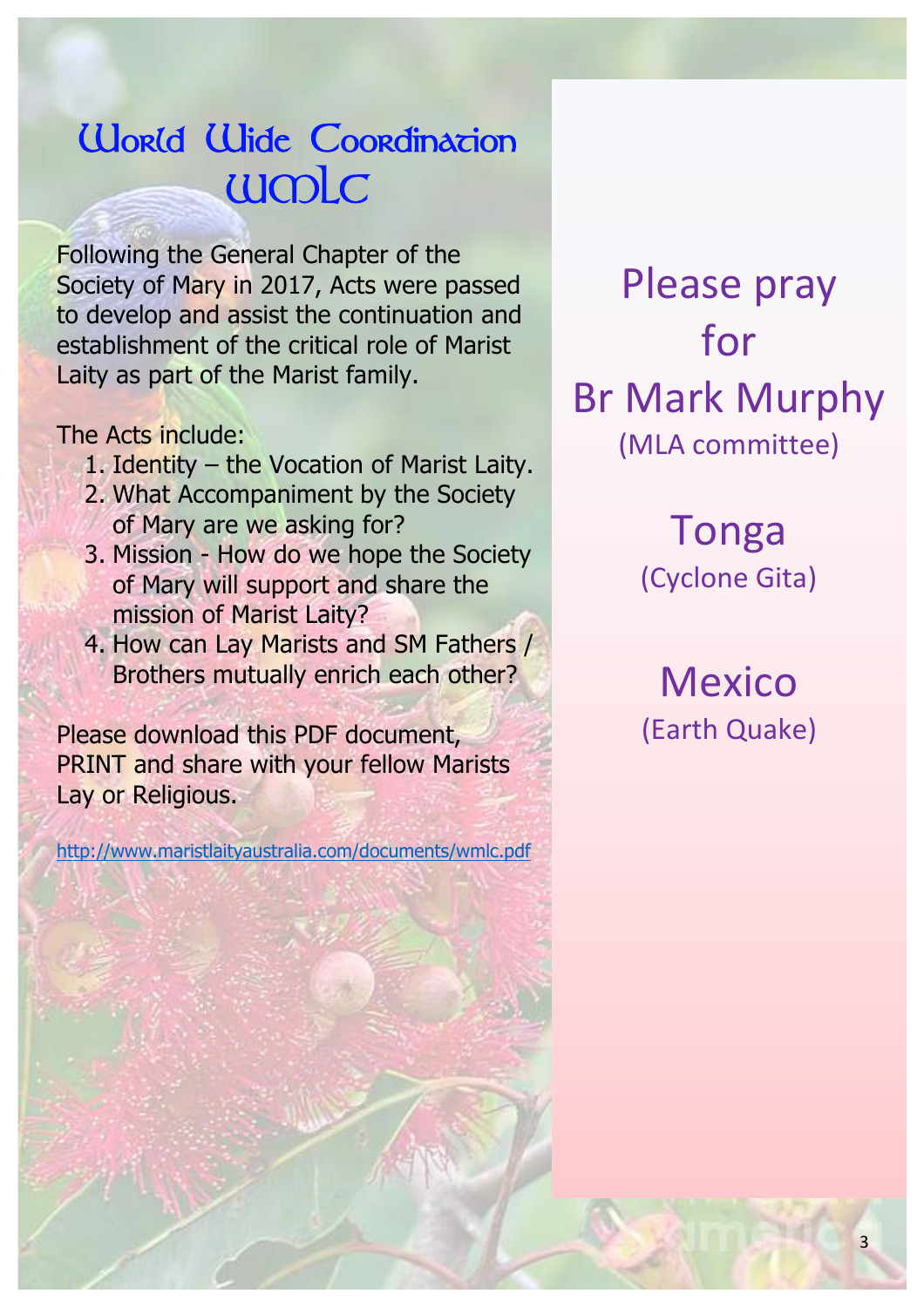# World Wide Coordination WMLC

Following the General Chapter of the Society of Mary in 2017, Acts were passed to develop and assist the continuation and establishment of the critical role of Marist Laity as part of the Marist family.

The Acts include:

1. Identity – the Vocation of Marist Laity.
2. What Accompaniment by the Society of Mary are we asking for?
3. Mission - How do we hope the Society of Mary will support and share the mission of Marist Laity?
4. How can Lay Marists and SM Fathers / Brothers mutually enrich each other?

Please download this PDF document, PRINT and share with your fellow Marists Lay or Religious.

http://www.maristlaityaustralia.com/documents/wmlc.pdf

## Please pray for

Br Mark Murphy
(MLA committee)

Tonga
(Cyclone Gita)

Mexico
(Earth Quake)